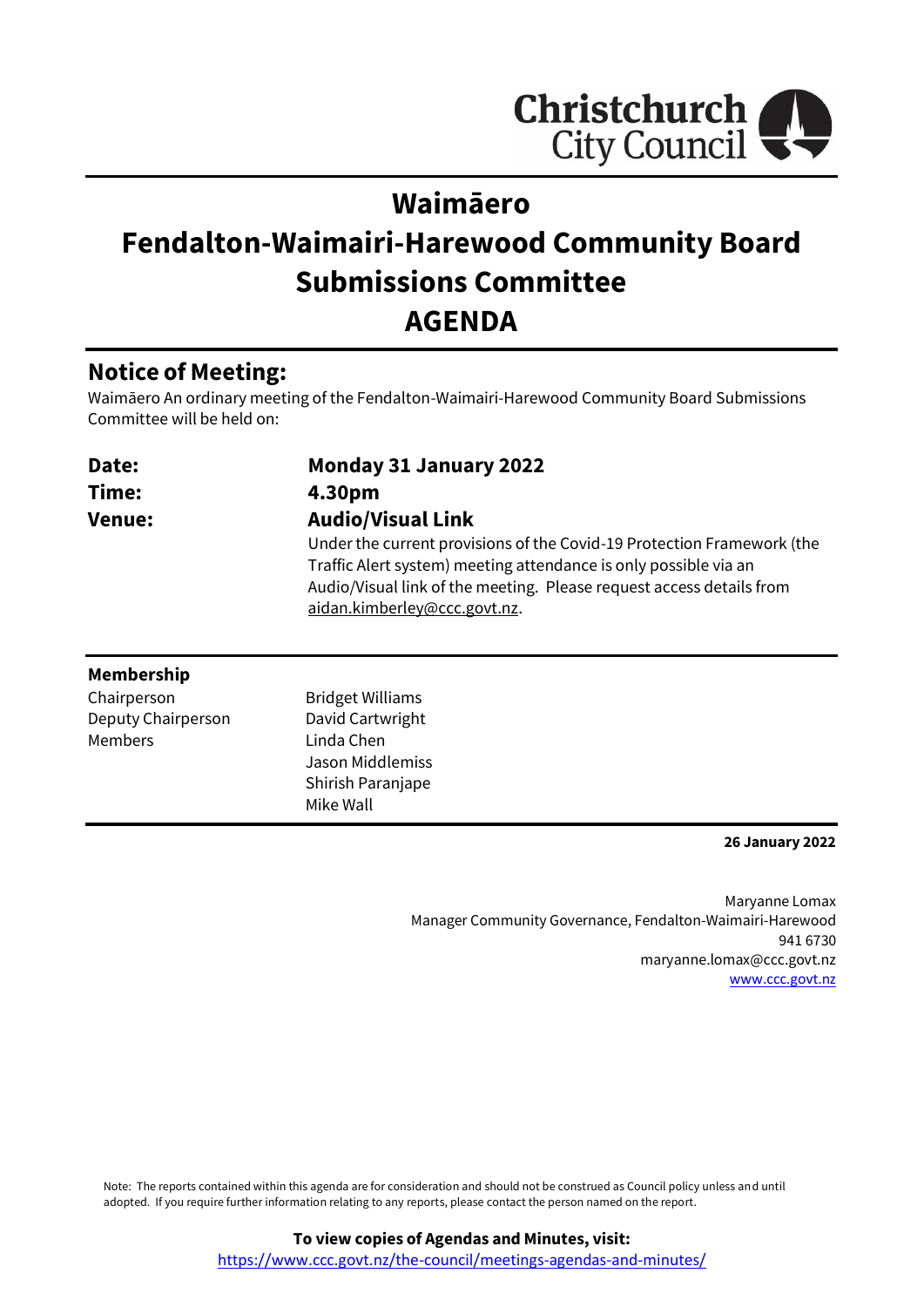Christchurch City Council

# Waimāero
# Fendalton-Waimairi-Harewood Community Board Submissions Committee
# AGENDA

## Notice of Meeting:

Waimāero An ordinary meeting of the Fendalton-Waimairi-Harewood Community Board Submissions Committee will be held on:

**Date:** **Monday 31 January 2022**

**Time:** **4.30pm**

**Venue:** **Audio/Visual Link**

Under the current provisions of the Covid-19 Protection Framework (the Traffic Alert system) meeting attendance is only possible via an Audio/Visual link of the meeting. Please request access details from aidan.kimberley@ccc.govt.nz.

### Membership

| | |
|---|---|
| Chairperson | Bridget Williams |
| Deputy Chairperson | David Cartwright |
| Members | Linda Chen |
| | Jason Middlemiss |
| | Shirish Paranjape |
| | Mike Wall |

**26 January 2022**

Maryanne Lomax
Manager Community Governance, Fendalton-Waimairi-Harewood
941 6730
maryanne.lomax@ccc.govt.nz
www.ccc.govt.nz

Note: The reports contained within this agenda are for consideration and should not be construed as Council policy unless and until adopted. If you require further information relating to any reports, please contact the person named on the report.

**To view copies of Agendas and Minutes, visit:**
https://www.ccc.govt.nz/the-council/meetings-agendas-and-minutes/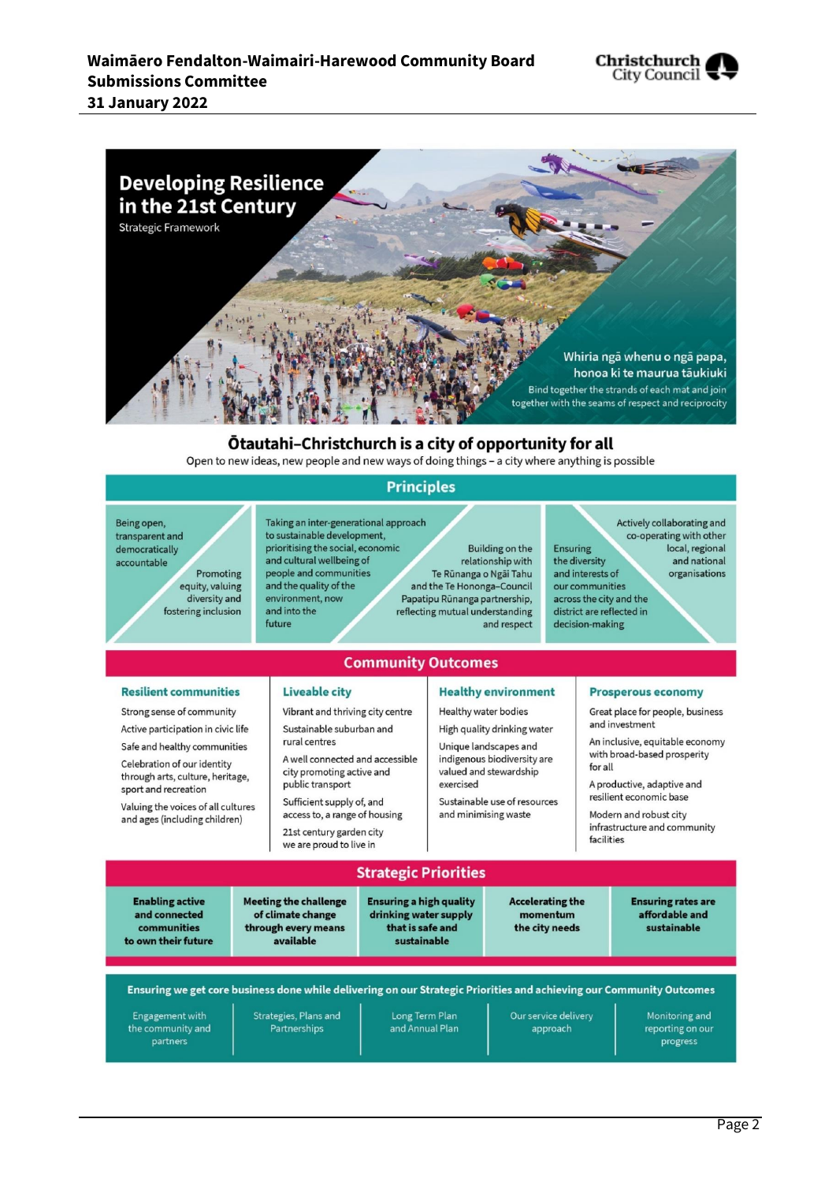# Developing Resilience in the 21st Century

Strategic Framework

Whiria ngā whenu o ngā papa, honoa ki te maurua tāukiuki

Bind together the strands of each mat and join together with the seams of respect and reciprocity

## Ōtautahi–Christchurch is a city of opportunity for all

Open to new ideas, new people and new ways of doing things – a city where anything is possible

## Principles

- Being open, transparent and democratically accountable
- Promoting equity, valuing diversity and fostering inclusion
- Taking an inter-generational approach to sustainable development, prioritising the social, economic and cultural wellbeing of people and communities and the quality of the environment, now and into the future
- Building on the relationship with Te Rūnanga o Ngāi Tahu and the Te Hononga–Council Papatipu Rūnanga partnership, reflecting mutual understanding and respect
- Ensuring the diversity and interests of our communities across the city and the district are reflected in decision-making
- Actively collaborating and co-operating with other local, regional and national organisations

## Community Outcomes

### Resilient communities

- Strong sense of community
- Active participation in civic life
- Safe and healthy communities
- Celebration of our identity through arts, culture, heritage, sport and recreation
- Valuing the voices of all cultures and ages (including children)

### Liveable city

- Vibrant and thriving city centre
- Sustainable suburban and rural centres
- A well connected and accessible city promoting active and public transport
- Sufficient supply of, and access to, a range of housing
- 21st century garden city we are proud to live in

### Healthy environment

- Healthy water bodies
- High quality drinking water
- Unique landscapes and indigenous biodiversity are valued and stewardship exercised
- Sustainable use of resources and minimising waste

### Prosperous economy

- Great place for people, business and investment
- An inclusive, equitable economy with broad-based prosperity for all
- A productive, adaptive and resilient economic base
- Modern and robust city infrastructure and community facilities

## Strategic Priorities

- **Enabling active and connected communities to own their future**
- **Meeting the challenge of climate change through every means available**
- **Ensuring a high quality drinking water supply that is safe and sustainable**
- **Accelerating the momentum the city needs**
- **Ensuring rates are affordable and sustainable**

## Ensuring we get core business done while delivering on our Strategic Priorities and achieving our Community Outcomes

- Engagement with the community and partners
- Strategies, Plans and Partnerships
- Long Term Plan and Annual Plan
- Our service delivery approach
- Monitoring and reporting on our progress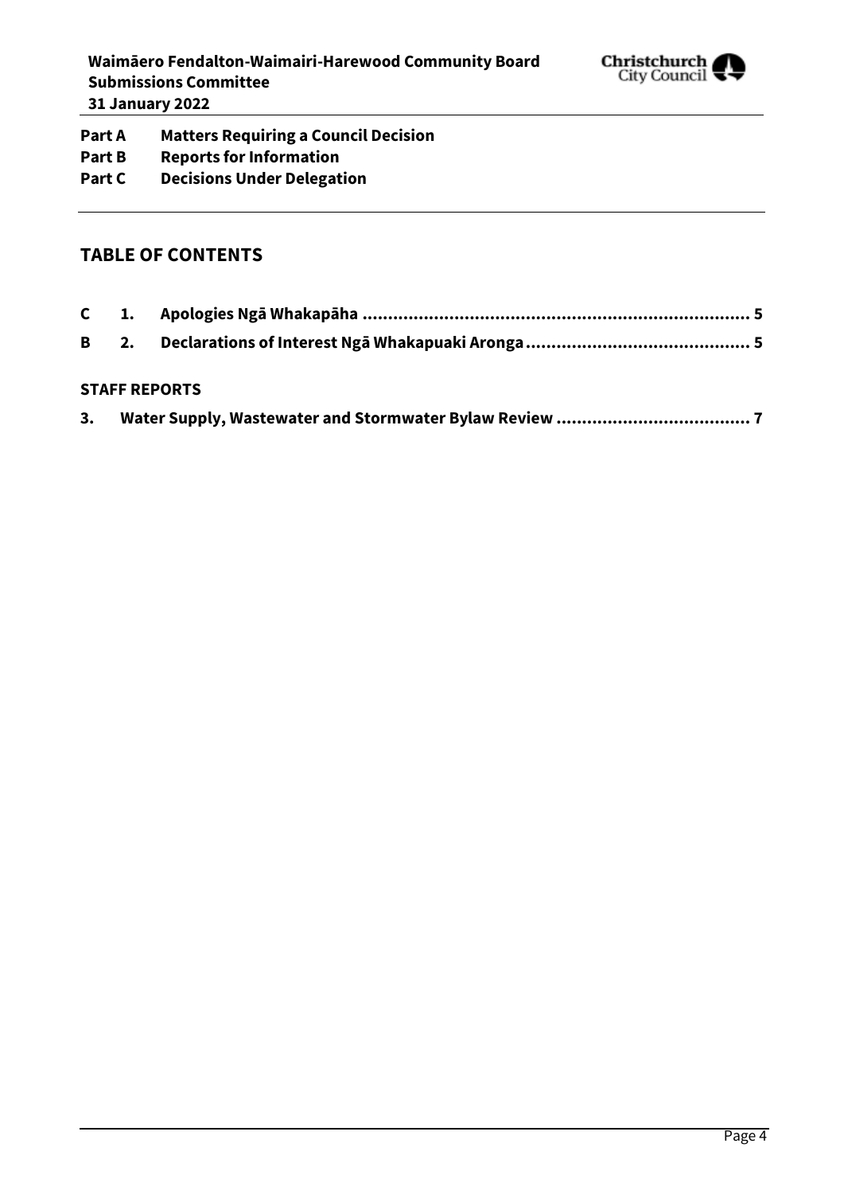**Part A Matters Requiring a Council Decision**
**Part B Reports for Information**
**Part C Decisions Under Delegation**

## TABLE OF CONTENTS

| | | | |
|---|---|---|---|
| C | 1. | Apologies Ngā Whakapāha | 5 |
| B | 2. | Declarations of Interest Ngā Whakapuaki Aronga | 5 |

**STAFF REPORTS**

| | | |
|---|---|---|
| 3. | Water Supply, Wastewater and Stormwater Bylaw Review | 7 |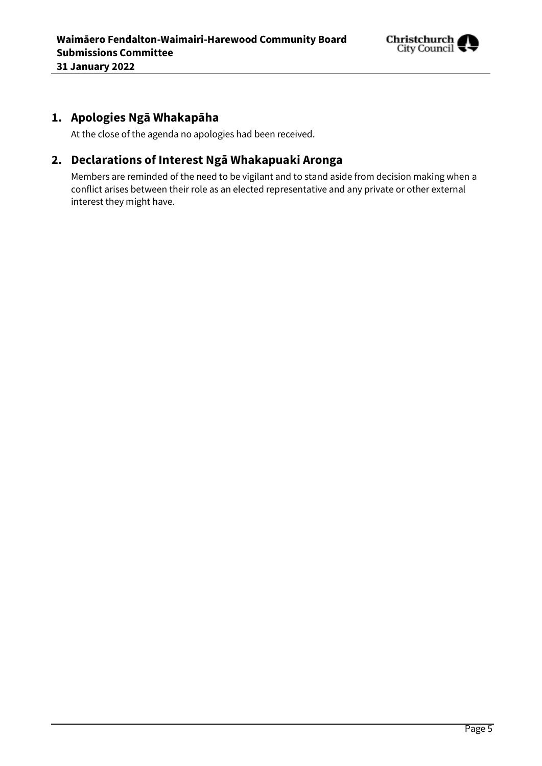## 1. Apologies Ngā Whakapāha

At the close of the agenda no apologies had been received.

## 2. Declarations of Interest Ngā Whakapuaki Aronga

Members are reminded of the need to be vigilant and to stand aside from decision making when a conflict arises between their role as an elected representative and any private or other external interest they might have.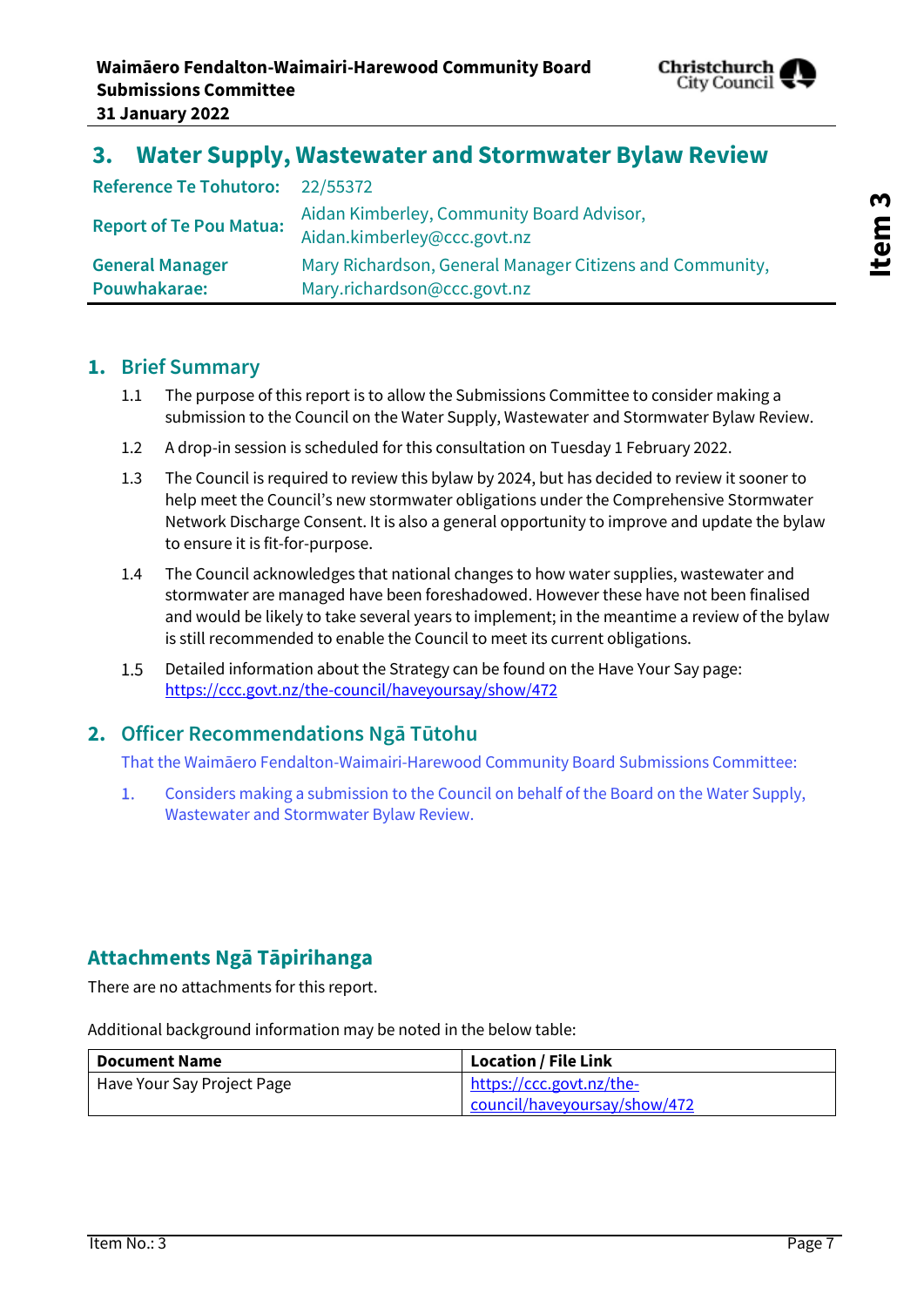## 3. Water Supply, Wastewater and Stormwater Bylaw Review

| | |
|---|---|
| **Reference Te Tohutoro:** | 22/55372 |
| **Report of Te Pou Matua:** | Aidan Kimberley, Community Board Advisor, Aidan.kimberley@ccc.govt.nz |
| **General Manager Pouwhakarae:** | Mary Richardson, General Manager Citizens and Community, Mary.richardson@ccc.govt.nz |

### 1. Brief Summary

1.1 The purpose of this report is to allow the Submissions Committee to consider making a submission to the Council on the Water Supply, Wastewater and Stormwater Bylaw Review.

1.2 A drop-in session is scheduled for this consultation on Tuesday 1 February 2022.

1.3 The Council is required to review this bylaw by 2024, but has decided to review it sooner to help meet the Council's new stormwater obligations under the Comprehensive Stormwater Network Discharge Consent. It is also a general opportunity to improve and update the bylaw to ensure it is fit-for-purpose.

1.4 The Council acknowledges that national changes to how water supplies, wastewater and stormwater are managed have been foreshadowed. However these have not been finalised and would be likely to take several years to implement; in the meantime a review of the bylaw is still recommended to enable the Council to meet its current obligations.

1.5 Detailed information about the Strategy can be found on the Have Your Say page: https://ccc.govt.nz/the-council/haveyoursay/show/472

### 2. Officer Recommendations Ngā Tūtohu

That the Waimāero Fendalton-Waimairi-Harewood Community Board Submissions Committee:

1. Considers making a submission to the Council on behalf of the Board on the Water Supply, Wastewater and Stormwater Bylaw Review.

### Attachments Ngā Tāpirihanga

There are no attachments for this report.

Additional background information may be noted in the below table:

| Document Name | Location / File Link |
|---|---|
| Have Your Say Project Page | https://ccc.govt.nz/the-council/haveyoursay/show/472 |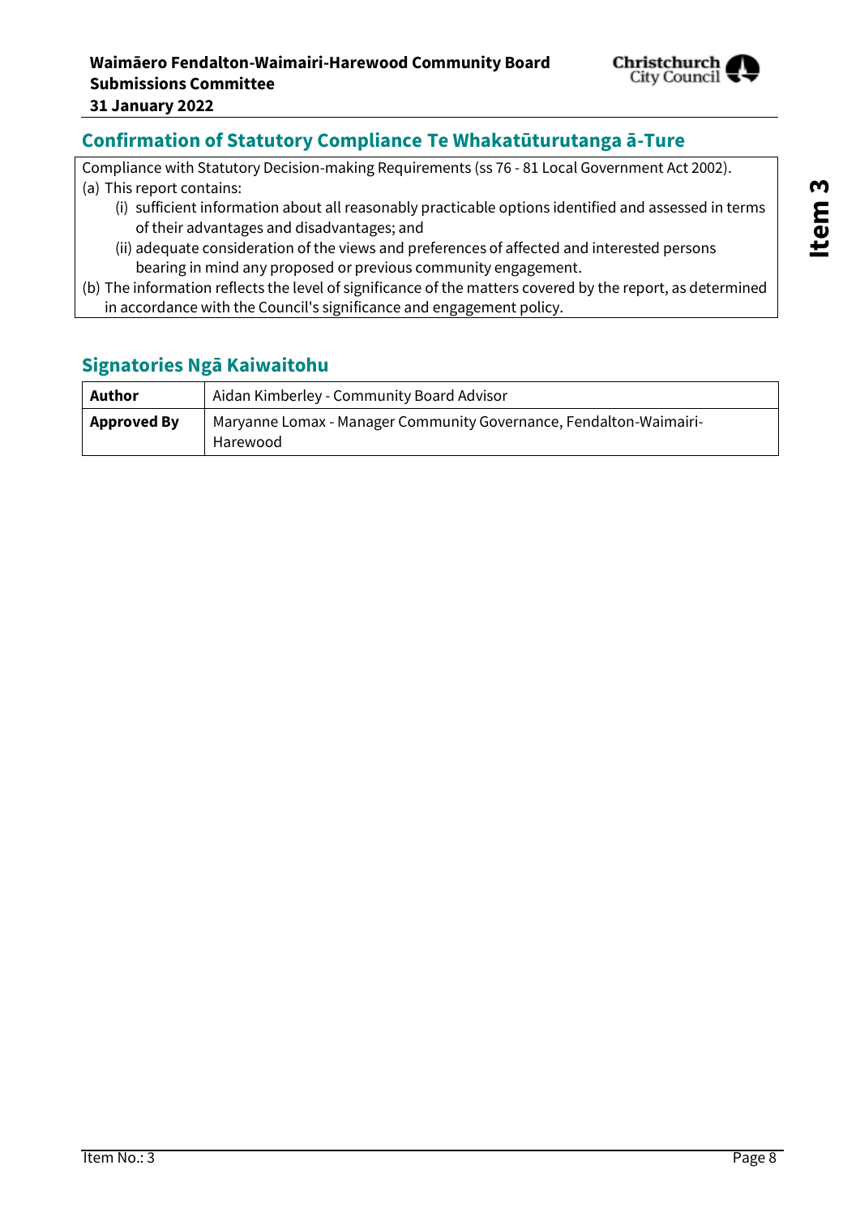## Confirmation of Statutory Compliance Te Whakatūturutanga ā-Ture

Compliance with Statutory Decision-making Requirements (ss 76 - 81 Local Government Act 2002).

(a) This report contains:

- (i) sufficient information about all reasonably practicable options identified and assessed in terms of their advantages and disadvantages; and
- (ii) adequate consideration of the views and preferences of affected and interested persons bearing in mind any proposed or previous community engagement.

(b) The information reflects the level of significance of the matters covered by the report, as determined in accordance with the Council's significance and engagement policy.

## Signatories Ngā Kaiwaitohu

| | |
|---|---|
| **Author** | Aidan Kimberley - Community Board Advisor |
| **Approved By** | Maryanne Lomax - Manager Community Governance, Fendalton-Waimairi-Harewood |